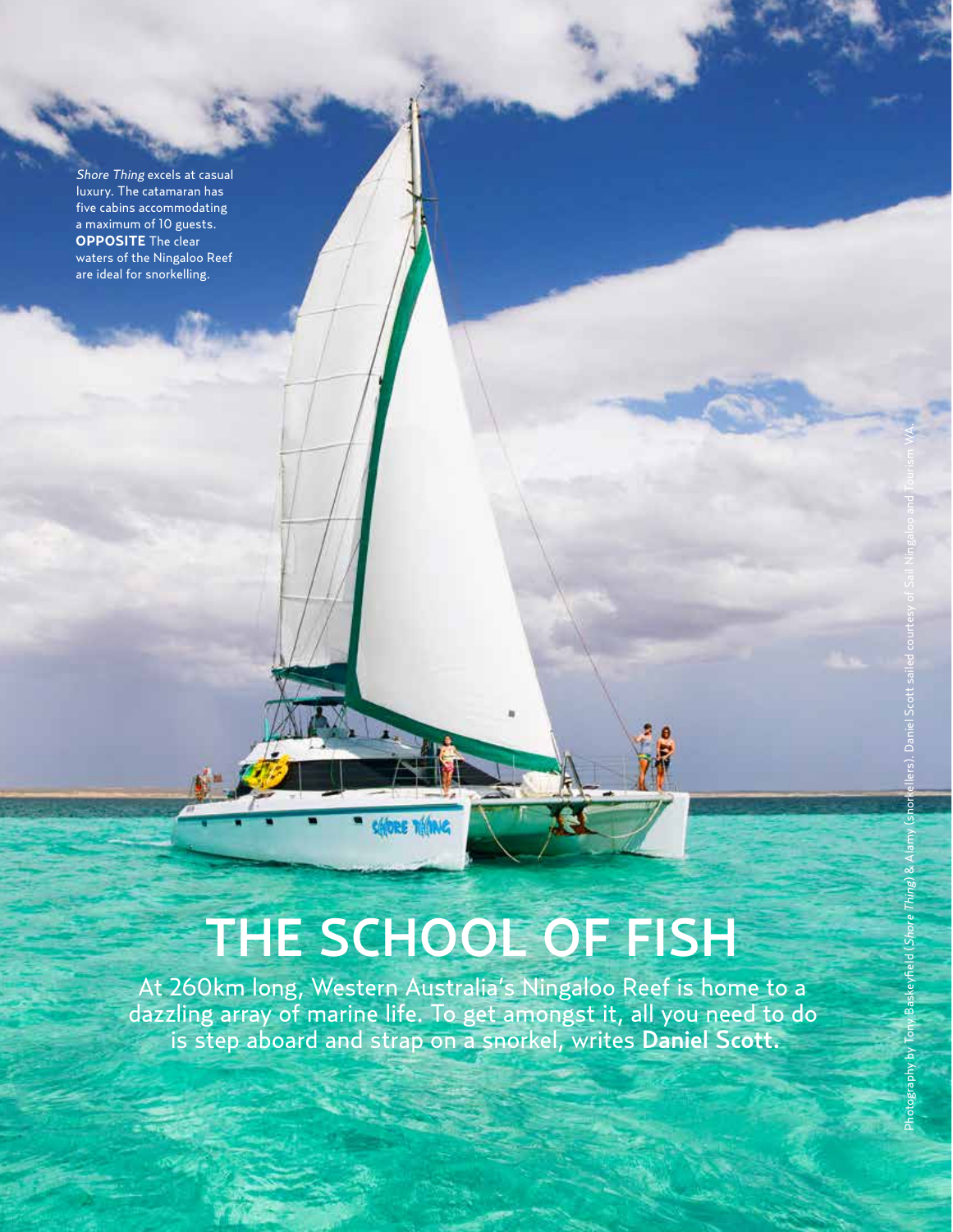*Shore Thing* excels at casual luxury. The catamaran has five cabins accommodating a maximum of 10 guests. **OPPOSITE** The clear waters of the Ningaloo Reef are ideal for snorkelling.

# THE SCHOOL OF FISH

At 260km long, Western Australia's Ningaloo Reef is home to a dazzling array of marine life. To get amongst it, all you need to do is step aboard and strap on a snorkel, writes **Daniel Scott.**

Photography by Tony Baskeyfield (*Shore Thing*) & Alamy (snorkellers). Daniel Scott sailed courtesy of Sail Ningaloo and Tourism WA.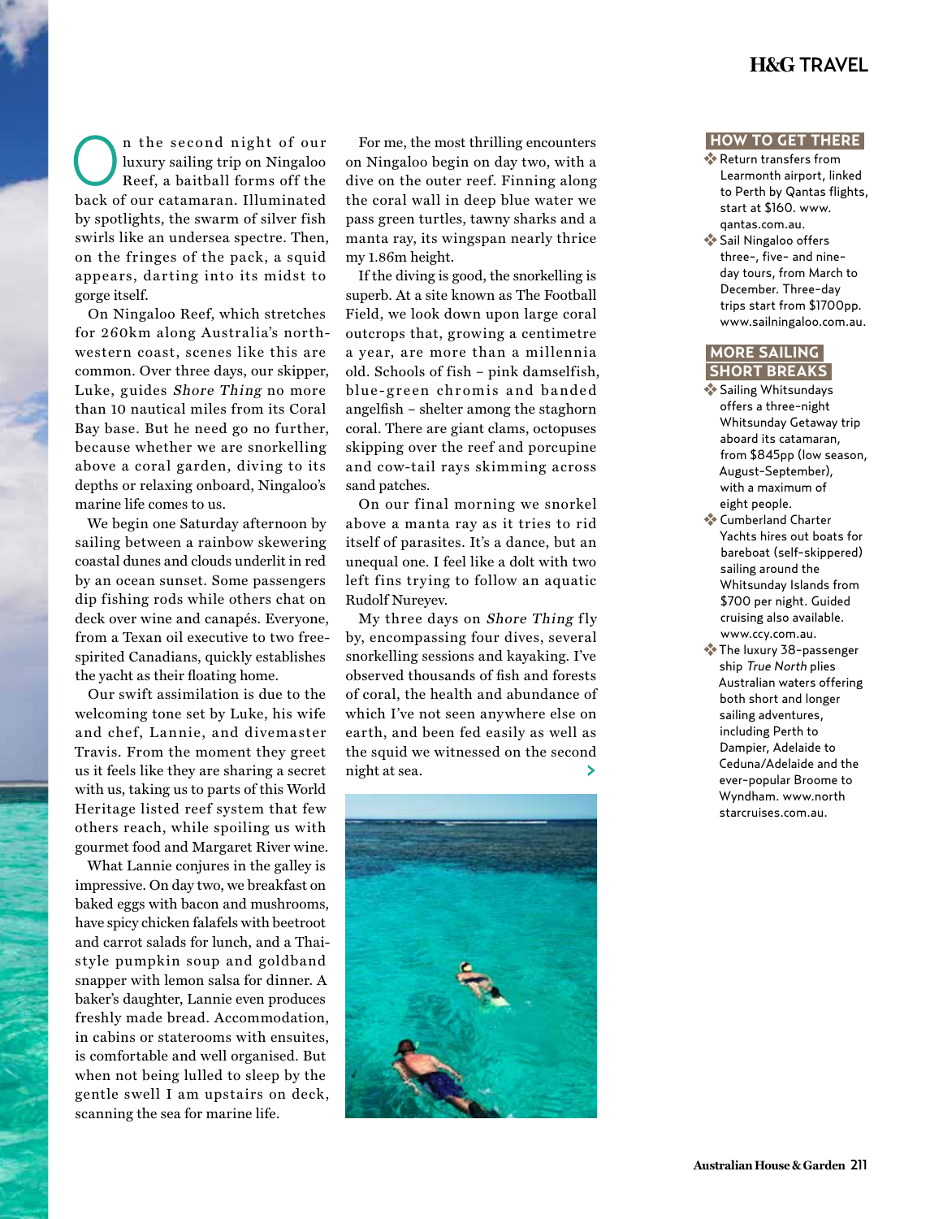On the second night of our luxury sailing trip on Ningaloo Reef, a baitball forms off the back of our catamaran. Illuminated by spotlights, the swarm of silver fish swirls like an undersea spectre. Then, on the fringes of the pack, a squid appears, darting into its midst to gorge itself.

On Ningaloo Reef, which stretches for 260km along Australia's north-western coast, scenes like this are common. Over three days, our skipper, Luke, guides *Shore Thing* no more than 10 nautical miles from its Coral Bay base. But he need go no further, because whether we are snorkelling above a coral garden, diving to its depths or relaxing onboard, Ningaloo's marine life comes to us.

We begin one Saturday afternoon by sailing between a rainbow skewering coastal dunes and clouds underlit in red by an ocean sunset. Some passengers dip fishing rods while others chat on deck over wine and canapés. Everyone, from a Texan oil executive to two free-spirited Canadians, quickly establishes the yacht as their floating home.

Our swift assimilation is due to the welcoming tone set by Luke, his wife and chef, Lannie, and divemaster Travis. From the moment they greet us it feels like they are sharing a secret with us, taking us to parts of this World Heritage listed reef system that few others reach, while spoiling us with gourmet food and Margaret River wine.

What Lannie conjures in the galley is impressive. On day two, we breakfast on baked eggs with bacon and mushrooms, have spicy chicken falafels with beetroot and carrot salads for lunch, and a Thai-style pumpkin soup and goldband snapper with lemon salsa for dinner. A baker's daughter, Lannie even produces freshly made bread. Accommodation, in cabins or staterooms with ensuites, is comfortable and well organised. But when not being lulled to sleep by the gentle swell I am upstairs on deck, scanning the sea for marine life.

For me, the most thrilling encounters on Ningaloo begin on day two, with a dive on the outer reef. Finning along the coral wall in deep blue water we pass green turtles, tawny sharks and a manta ray, its wingspan nearly thrice my 1.86m height.

If the diving is good, the snorkelling is superb. At a site known as The Football Field, we look down upon large coral outcrops that, growing a centimetre a year, are more than a millennia old. Schools of fish – pink damselfish, blue-green chromis and banded angelfish – shelter among the staghorn coral. There are giant clams, octopuses skipping over the reef and porcupine and cow-tail rays skimming across sand patches.

On our final morning we snorkel above a manta ray as it tries to rid itself of parasites. It's a dance, but an unequal one. I feel like a dolt with two left fins trying to follow an aquatic Rudolf Nureyev.

My three days on *Shore Thing* fly by, encompassing four dives, several snorkelling sessions and kayaking. I've observed thousands of fish and forests of coral, the health and abundance of which I've not seen anywhere else on earth, and been fed easily as well as the squid we witnessed on the second night at sea.

## HOW TO GET THERE

- Return transfers from Learmonth airport, linked to Perth by Qantas flights, start at $160. www.qantas.com.au.
- Sail Ningaloo offers three-, five- and nine-day tours, from March to December. Three-day trips start from $1700pp. www.sailningaloo.com.au.

## MORE SAILING SHORT BREAKS

- Sailing Whitsundays offers a three-night Whitsunday Getaway trip aboard its catamaran, from $845pp (low season, August-September), with a maximum of eight people.
- Cumberland Charter Yachts hires out boats for bareboat (self-skippered) sailing around the Whitsunday Islands from $700 per night. Guided cruising also available. www.ccy.com.au.
- The luxury 38-passenger ship *True North* plies Australian waters offering both short and longer sailing adventures, including Perth to Dampier, Adelaide to Ceduna/Adelaide and the ever-popular Broome to Wyndham. www.northstarcruises.com.au.